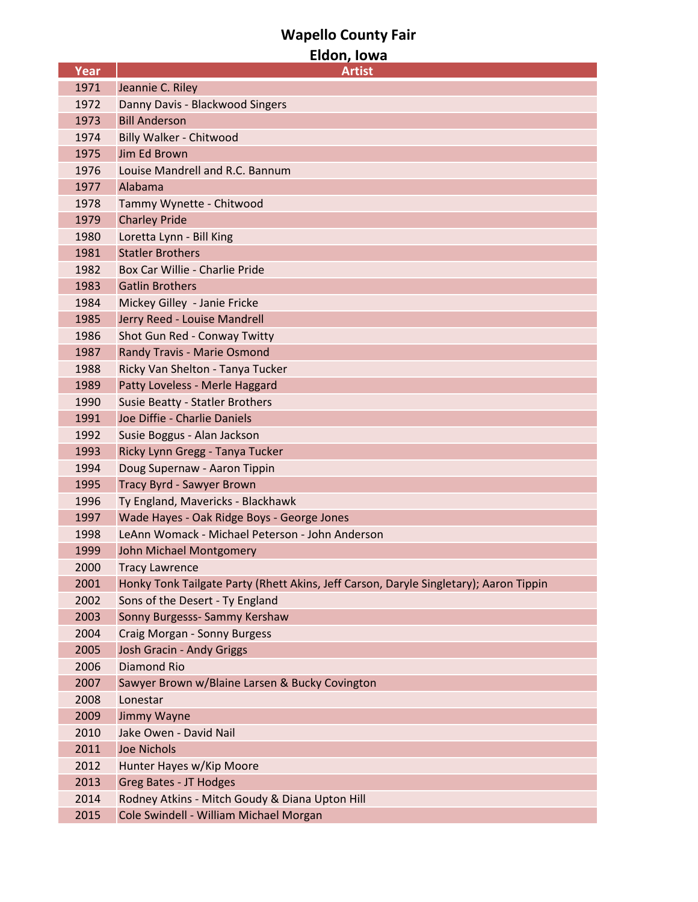# Wapello County Fair
## Eldon, Iowa

| Year | Artist |
|---|---|
| 1971 | Jeannie C. Riley |
| 1972 | Danny Davis - Blackwood Singers |
| 1973 | Bill Anderson |
| 1974 | Billy Walker - Chitwood |
| 1975 | Jim Ed Brown |
| 1976 | Louise Mandrell and R.C. Bannum |
| 1977 | Alabama |
| 1978 | Tammy Wynette - Chitwood |
| 1979 | Charley Pride |
| 1980 | Loretta Lynn - Bill King |
| 1981 | Statler Brothers |
| 1982 | Box Car Willie - Charlie Pride |
| 1983 | Gatlin Brothers |
| 1984 | Mickey Gilley  - Janie Fricke |
| 1985 | Jerry Reed - Louise Mandrell |
| 1986 | Shot Gun Red - Conway Twitty |
| 1987 | Randy Travis - Marie Osmond |
| 1988 | Ricky Van Shelton - Tanya Tucker |
| 1989 | Patty Loveless - Merle Haggard |
| 1990 | Susie Beatty - Statler Brothers |
| 1991 | Joe Diffie - Charlie Daniels |
| 1992 | Susie Boggus - Alan Jackson |
| 1993 | Ricky Lynn Gregg - Tanya Tucker |
| 1994 | Doug Supernaw - Aaron Tippin |
| 1995 | Tracy Byrd - Sawyer Brown |
| 1996 | Ty England, Mavericks - Blackhawk |
| 1997 | Wade Hayes - Oak Ridge Boys - George Jones |
| 1998 | LeAnn Womack - Michael Peterson - John Anderson |
| 1999 | John Michael Montgomery |
| 2000 | Tracy Lawrence |
| 2001 | Honky Tonk Tailgate Party (Rhett Akins, Jeff Carson, Daryle Singletary); Aaron Tippin |
| 2002 | Sons of the Desert - Ty England |
| 2003 | Sonny Burgesss- Sammy Kershaw |
| 2004 | Craig Morgan - Sonny Burgess |
| 2005 | Josh Gracin - Andy Griggs |
| 2006 | Diamond Rio |
| 2007 | Sawyer Brown w/Blaine Larsen & Bucky Covington |
| 2008 | Lonestar |
| 2009 | Jimmy Wayne |
| 2010 | Jake Owen - David Nail |
| 2011 | Joe Nichols |
| 2012 | Hunter Hayes w/Kip Moore |
| 2013 | Greg Bates - JT Hodges |
| 2014 | Rodney Atkins - Mitch Goudy & Diana Upton Hill |
| 2015 | Cole Swindell - William Michael Morgan |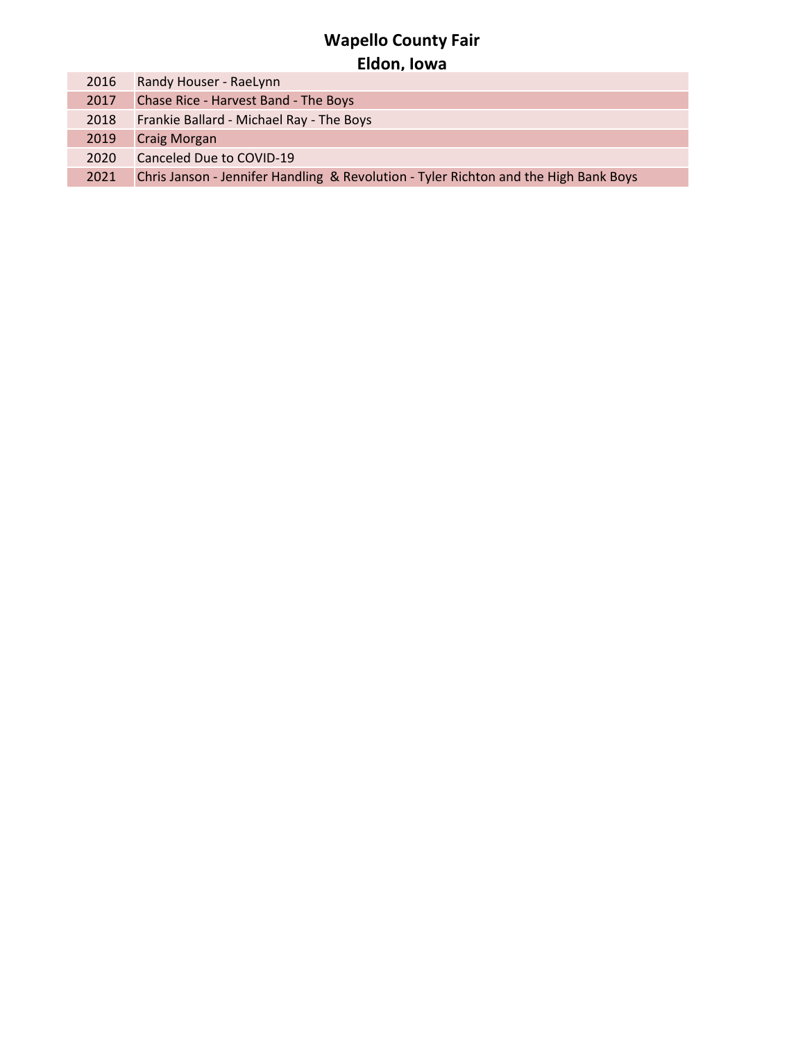# Wapello County Fair
## Eldon, Iowa

| | |
|---|---|
| 2016 | Randy Houser - RaeLynn |
| 2017 | Chase Rice - Harvest Band - The Boys |
| 2018 | Frankie Ballard - Michael Ray - The Boys |
| 2019 | Craig Morgan |
| 2020 | Canceled Due to COVID-19 |
| 2021 | Chris Janson - Jennifer Handling & Revolution - Tyler Richton and the High Bank Boys |